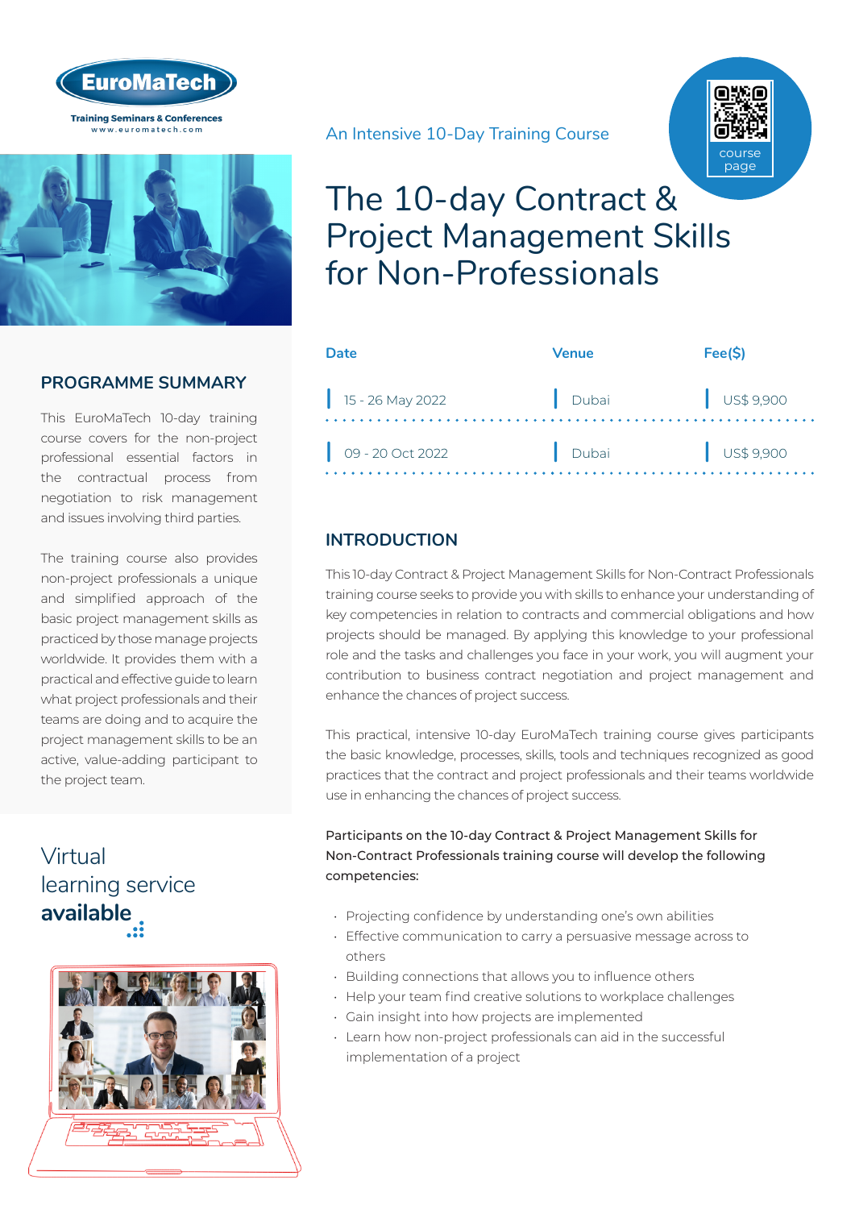EuroMaTech

Training Seminars & Conferences
www.euromatech.com

An Intensive 10-Day Training Course

course page

# The 10-day Contract & Project Management Skills for Non-Professionals

| Date | Venue | Fee($) |
| --- | --- | --- |
| 15 - 26 May 2022 | Dubai | US$ 9,900 |
| 09 - 20 Oct 2022 | Dubai | US$ 9,900 |

## PROGRAMME SUMMARY

This EuroMaTech 10-day training course covers for the non-project professional essential factors in the contractual process from negotiation to risk management and issues involving third parties.

The training course also provides non-project professionals a unique and simplified approach of the basic project management skills as practiced by those manage projects worldwide. It provides them with a practical and effective guide to learn what project professionals and their teams are doing and to acquire the project management skills to be an active, value-adding participant to the project team.

Virtual learning service **available**

## INTRODUCTION

This 10-day Contract & Project Management Skills for Non-Contract Professionals training course seeks to provide you with skills to enhance your understanding of key competencies in relation to contracts and commercial obligations and how projects should be managed. By applying this knowledge to your professional role and the tasks and challenges you face in your work, you will augment your contribution to business contract negotiation and project management and enhance the chances of project success.

This practical, intensive 10-day EuroMaTech training course gives participants the basic knowledge, processes, skills, tools and techniques recognized as good practices that the contract and project professionals and their teams worldwide use in enhancing the chances of project success.

Participants on the 10-day Contract & Project Management Skills for Non-Contract Professionals training course will develop the following competencies:

- Projecting confidence by understanding one's own abilities
- Effective communication to carry a persuasive message across to others
- Building connections that allows you to influence others
- Help your team find creative solutions to workplace challenges
- Gain insight into how projects are implemented
- Learn how non-project professionals can aid in the successful implementation of a project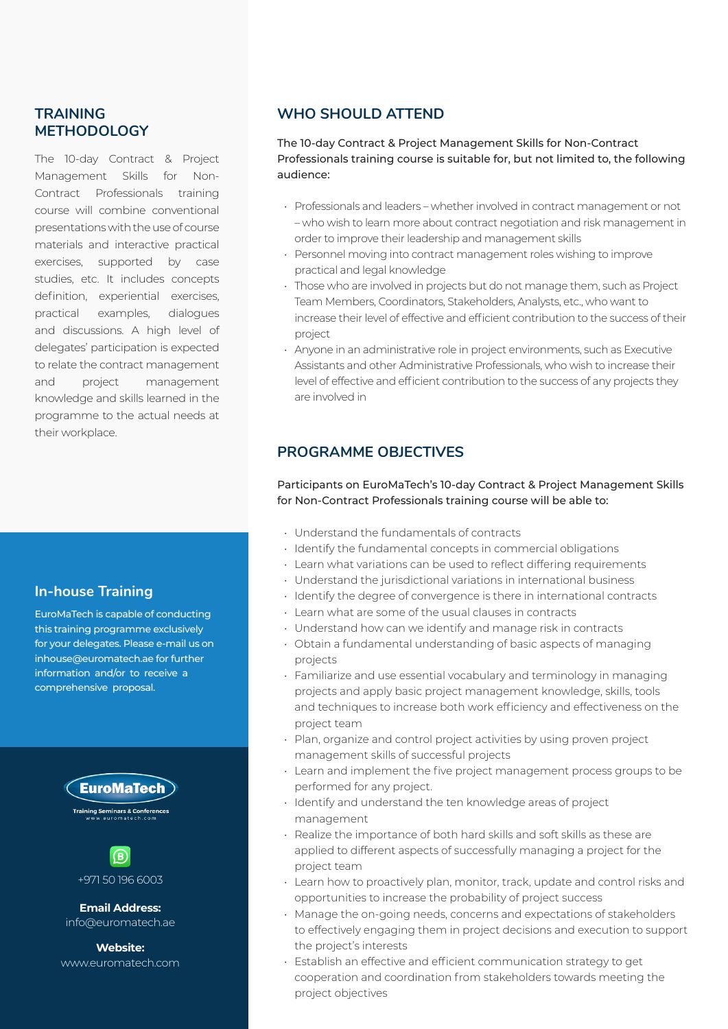## TRAINING METHODOLOGY

The 10-day Contract & Project Management Skills for Non-Contract Professionals training course will combine conventional presentations with the use of course materials and interactive practical exercises, supported by case studies, etc. It includes concepts definition, experiential exercises, practical examples, dialogues and discussions. A high level of delegates' participation is expected to relate the contract management and project management knowledge and skills learned in the programme to the actual needs at their workplace.

### In-house Training

EuroMaTech is capable of conducting this training programme exclusively for your delegates. Please e-mail us on inhouse@euromatech.ae for further information and/or to receive a comprehensive proposal.

EuroMaTech
Training Seminars & Conferences
www.euromatech.com

+971 50 196 6003

**Email Address:**
info@euromatech.ae

**Website:**
www.euromatech.com

## WHO SHOULD ATTEND

The 10-day Contract & Project Management Skills for Non-Contract Professionals training course is suitable for, but not limited to, the following audience:

- Professionals and leaders – whether involved in contract management or not – who wish to learn more about contract negotiation and risk management in order to improve their leadership and management skills
- Personnel moving into contract management roles wishing to improve practical and legal knowledge
- Those who are involved in projects but do not manage them, such as Project Team Members, Coordinators, Stakeholders, Analysts, etc., who want to increase their level of effective and efficient contribution to the success of their project
- Anyone in an administrative role in project environments, such as Executive Assistants and other Administrative Professionals, who wish to increase their level of effective and efficient contribution to the success of any projects they are involved in

## PROGRAMME OBJECTIVES

Participants on EuroMaTech's 10-day Contract & Project Management Skills for Non-Contract Professionals training course will be able to:

- Understand the fundamentals of contracts
- Identify the fundamental concepts in commercial obligations
- Learn what variations can be used to reflect differing requirements
- Understand the jurisdictional variations in international business
- Identify the degree of convergence is there in international contracts
- Learn what are some of the usual clauses in contracts
- Understand how can we identify and manage risk in contracts
- Obtain a fundamental understanding of basic aspects of managing projects
- Familiarize and use essential vocabulary and terminology in managing projects and apply basic project management knowledge, skills, tools and techniques to increase both work efficiency and effectiveness on the project team
- Plan, organize and control project activities by using proven project management skills of successful projects
- Learn and implement the five project management process groups to be performed for any project.
- Identify and understand the ten knowledge areas of project management
- Realize the importance of both hard skills and soft skills as these are applied to different aspects of successfully managing a project for the project team
- Learn how to proactively plan, monitor, track, update and control risks and opportunities to increase the probability of project success
- Manage the on-going needs, concerns and expectations of stakeholders to effectively engaging them in project decisions and execution to support the project's interests
- Establish an effective and efficient communication strategy to get cooperation and coordination from stakeholders towards meeting the project objectives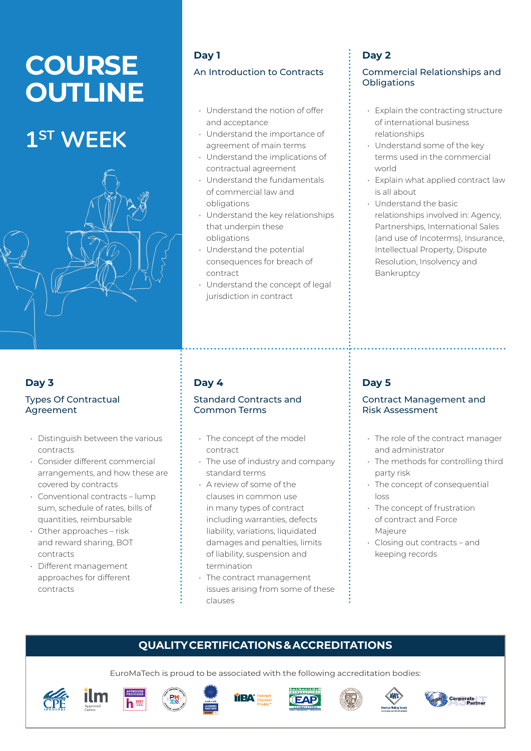# COURSE OUTLINE

## 1ST WEEK

### Day 1

#### An Introduction to Contracts

- Understand the notion of offer and acceptance
- Understand the importance of agreement of main terms
- Understand the implications of contractual agreement
- Understand the fundamentals of commercial law and obligations
- Understand the key relationships that underpin these obligations
- Understand the potential consequences for breach of contract
- Understand the concept of legal jurisdiction in contract

### Day 2

#### Commercial Relationships and Obligations

- Explain the contracting structure of international business relationships
- Understand some of the key terms used in the commercial world
- Explain what applied contract law is all about
- Understand the basic relationships involved in: Agency, Partnerships, International Sales (and use of Incoterms), Insurance, Intellectual Property, Dispute Resolution, Insolvency and Bankruptcy

### Day 3

#### Types Of Contractual Agreement

- Distinguish between the various contracts
- Consider different commercial arrangements, and how these are covered by contracts
- Conventional contracts – lump sum, schedule of rates, bills of quantities, reimbursable
- Other approaches – risk and reward sharing, BOT contracts
- Different management approaches for different contracts

### Day 4

#### Standard Contracts and Common Terms

- The concept of the model contract
- The use of industry and company standard terms
- A review of some of the clauses in common use in many types of contract including warranties, defects liability, variations, liquidated damages and penalties, limits of liability, suspension and termination
- The contract management issues arising from some of these clauses

### Day 5

#### Contract Management and Risk Assessment

- The role of the contract manager and administrator
- The methods for controlling third party risk
- The concept of consequential loss
- The concept of frustration of contract and Force Majeure
- Closing out contracts – and keeping records

## QUALITY CERTIFICATIONS & ACCREDITATIONS

EuroMaTech is proud to be associated with the following accreditation bodies: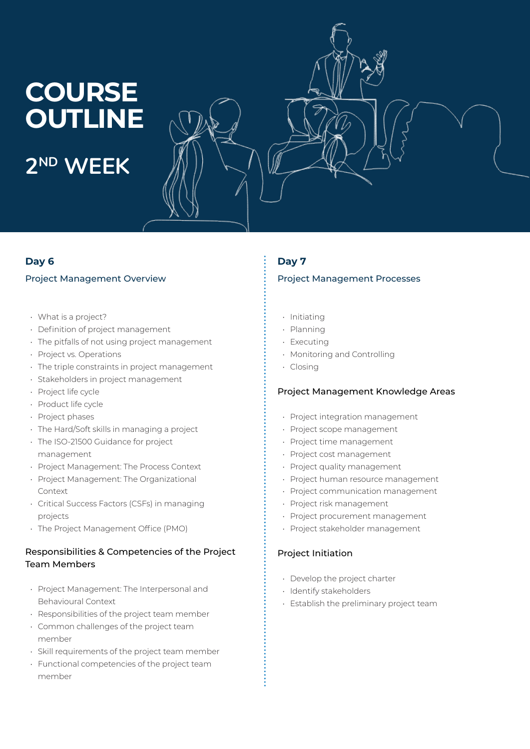# COURSE OUTLINE

## 2ND WEEK

### Day 6

#### Project Management Overview

- What is a project?
- Definition of project management
- The pitfalls of not using project management
- Project vs. Operations
- The triple constraints in project management
- Stakeholders in project management
- Project life cycle
- Product life cycle
- Project phases
- The Hard/Soft skills in managing a project
- The ISO-21500 Guidance for project management
- Project Management: The Process Context
- Project Management: The Organizational Context
- Critical Success Factors (CSFs) in managing projects
- The Project Management Office (PMO)

#### Responsibilities & Competencies of the Project Team Members

- Project Management: The Interpersonal and Behavioural Context
- Responsibilities of the project team member
- Common challenges of the project team member
- Skill requirements of the project team member
- Functional competencies of the project team member

### Day 7

#### Project Management Processes

- Initiating
- Planning
- Executing
- Monitoring and Controlling
- Closing

#### Project Management Knowledge Areas

- Project integration management
- Project scope management
- Project time management
- Project cost management
- Project quality management
- Project human resource management
- Project communication management
- Project risk management
- Project procurement management
- Project stakeholder management

#### Project Initiation

- Develop the project charter
- Identify stakeholders
- Establish the preliminary project team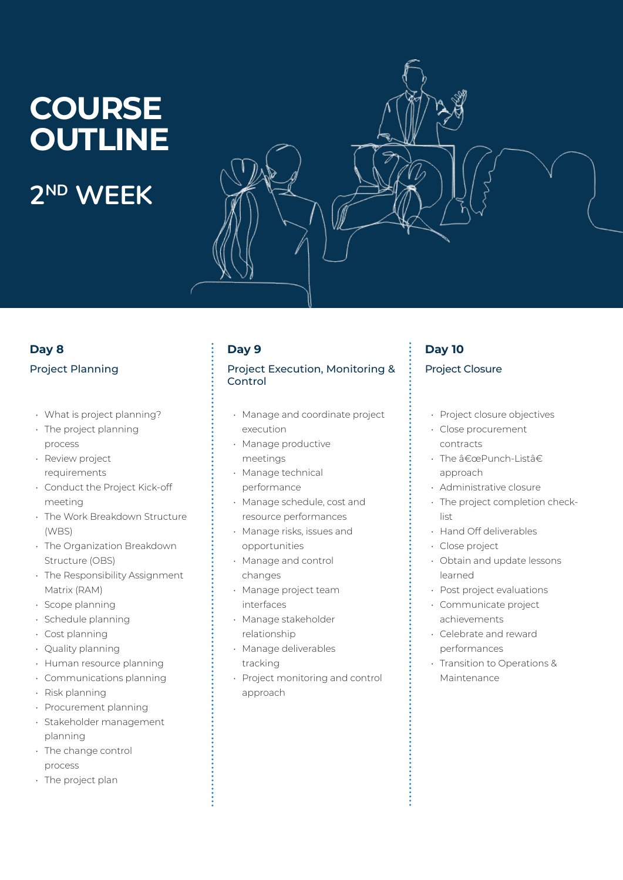# COURSE OUTLINE

## 2ND WEEK

### Day 8

Project Planning

- What is project planning?
- The project planning process
- Review project requirements
- Conduct the Project Kick-off meeting
- The Work Breakdown Structure (WBS)
- The Organization Breakdown Structure (OBS)
- The Responsibility Assignment Matrix (RAM)
- Scope planning
- Schedule planning
- Cost planning
- Quality planning
- Human resource planning
- Communications planning
- Risk planning
- Procurement planning
- Stakeholder management planning
- The change control process
- The project plan

### Day 9

Project Execution, Monitoring & Control

- Manage and coordinate project execution
- Manage productive meetings
- Manage technical performance
- Manage schedule, cost and resource performances
- Manage risks, issues and opportunities
- Manage and control changes
- Manage project team interfaces
- Manage stakeholder relationship
- Manage deliverables tracking
- Project monitoring and control approach

### Day 10

Project Closure

- Project closure objectives
- Close procurement contracts
- The â€œPunch-Listâ€ approach
- Administrative closure
- The project completion check-list
- Hand Off deliverables
- Close project
- Obtain and update lessons learned
- Post project evaluations
- Communicate project achievements
- Celebrate and reward performances
- Transition to Operations & Maintenance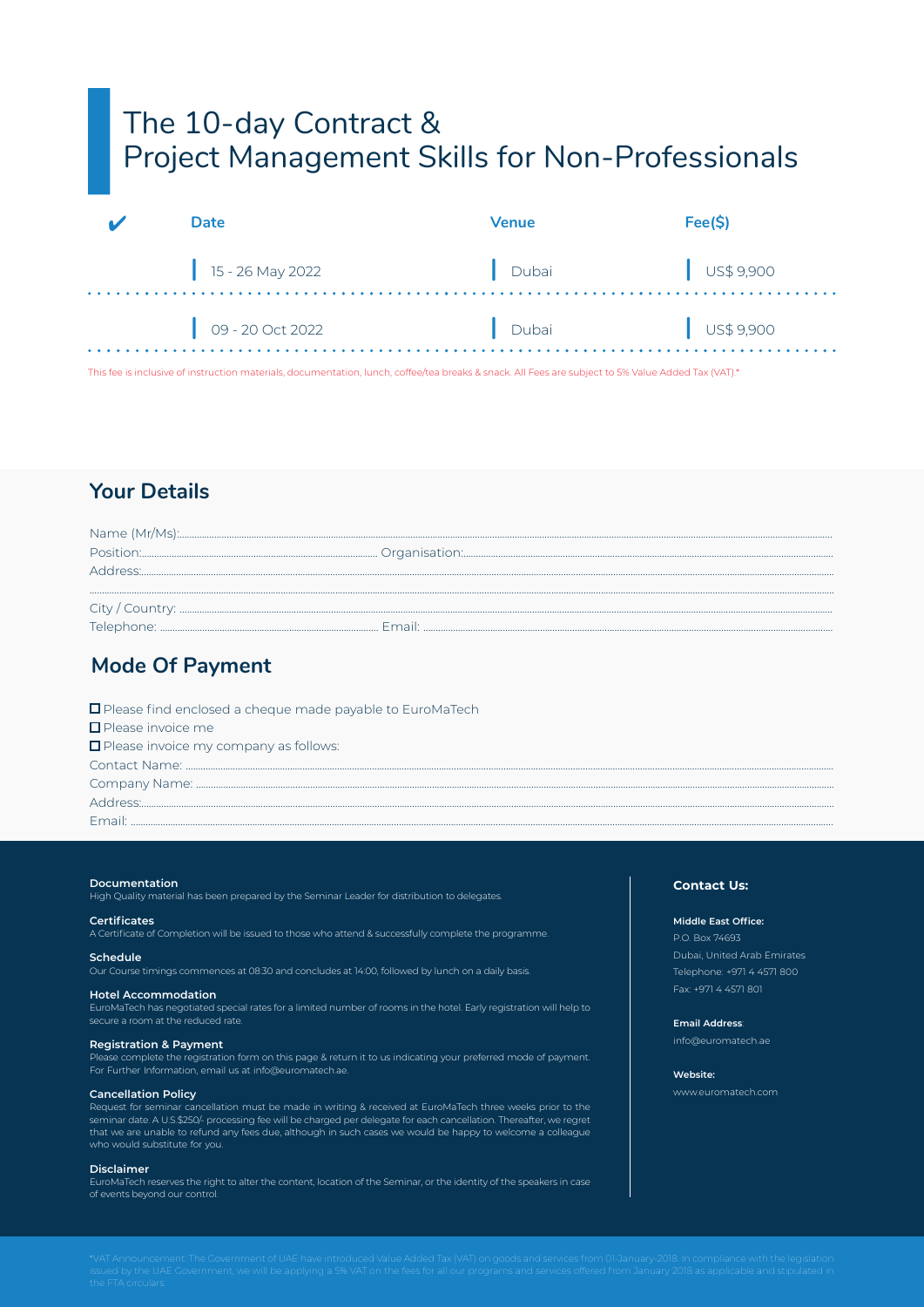# The 10-day Contract & Project Management Skills for Non-Professionals

| ✔ | Date | Venue | Fee($) |
|---|---|---|---|
| | 15 - 26 May 2022 | Dubai | US$ 9,900 |
| | 09 - 20 Oct 2022 | Dubai | US$ 9,900 |

This fee is inclusive of instruction materials, documentation, lunch, coffee/tea breaks & snack. All Fees are subject to 5% Value Added Tax (VAT).*

## Your Details

Name (Mr/Ms):..............................

Position:.............................. Organisation:..............................

Address:..............................

..............................

City / Country: ..............................

Telephone: .............................. Email: ..............................

## Mode Of Payment

☐ Please find enclosed a cheque made payable to EuroMaTech

☐ Please invoice me

☐ Please invoice my company as follows:

Contact Name: ..............................

Company Name: ..............................

Address:..............................

Email: ..............................

**Documentation**
High Quality material has been prepared by the Seminar Leader for distribution to delegates.

**Certificates**
A Certificate of Completion will be issued to those who attend & successfully complete the programme.

**Schedule**
Our Course timings commences at 08:30 and concludes at 14:00, followed by lunch on a daily basis.

**Hotel Accommodation**
EuroMaTech has negotiated special rates for a limited number of rooms in the hotel. Early registration will help to secure a room at the reduced rate.

**Registration & Payment**
Please complete the registration form on this page & return it to us indicating your preferred mode of payment. For Further Information, email us at info@euromatech.ae.

**Cancellation Policy**
Request for seminar cancellation must be made in writing & received at EuroMaTech three weeks prior to the seminar date. A U.S $250/- processing fee will be charged per delegate for each cancellation. Thereafter, we regret that we are unable to refund any fees due, although in such cases we would be happy to welcome a colleague who would substitute for you.

**Disclaimer**
EuroMaTech reserves the right to alter the content, location of the Seminar, or the identity of the speakers in case of events beyond our control.

**Contact Us:**

**Middle East Office:**
P.O. Box 74693
Dubai, United Arab Emirates
Telephone: +971 4 4571 800
Fax: +971 4 4571 801

**Email Address**
info@euromatech.ae

**Website:**
www.euromatech.com

*VAT Announcement: The Government of UAE have introduced Value Added Tax (VAT) on goods and services from 01-January-2018. In compliance with the legislation issued by the UAE Government, we will be applying a 5% VAT on the fees for all our programs and services offered from January 2018 as applicable and stipulated in the FTA circulars.